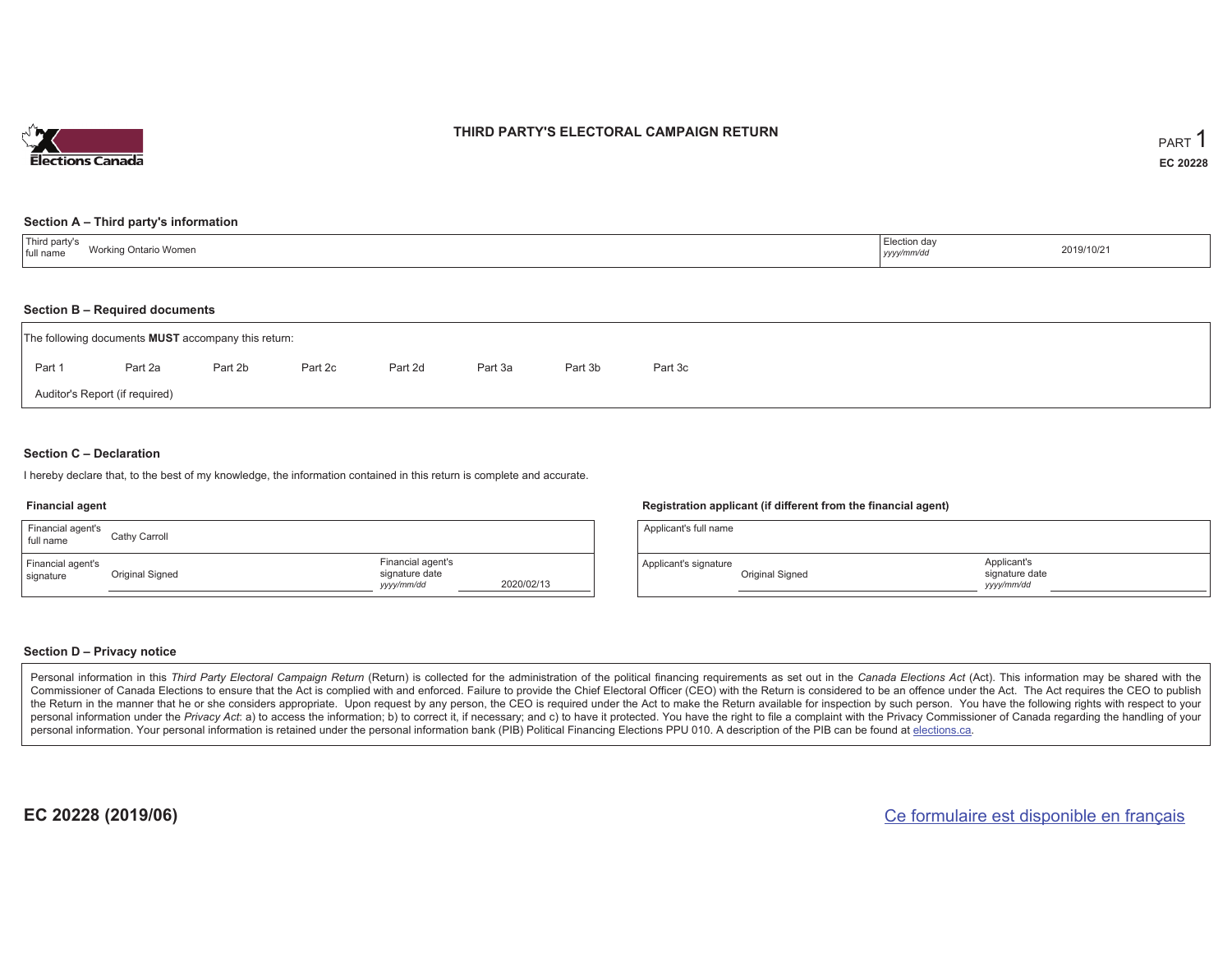# THIRD PARTY'S ELECTORAL CAMPAIGN RETURN

PART 1

EC 20228

## Section A – Third party's information

| Third party's full name | Working Ontario Women | Election day *yyyy/mm/dd* | 2019/10/21 |
|---|---|---|---|

## Section B – Required documents

The following documents **MUST** accompany this return:

Part 1 | Part 2a | Part 2b | Part 2c | Part 2d | Part 3a | Part 3b | Part 3c

Auditor's Report (if required)

## Section C – Declaration

I hereby declare that, to the best of my knowledge, the information contained in this return is complete and accurate.

### Financial agent

| Financial agent's full name | Cathy Carroll | | |
|---|---|---|---|
| Financial agent's signature | Original Signed | Financial agent's signature date *yyyy/mm/dd* | 2020/02/13 |

### Registration applicant (if different from the financial agent)

| Applicant's full name | | | |
|---|---|---|---|
| Applicant's signature | Original Signed | Applicant's signature date *yyyy/mm/dd* | |

## Section D – Privacy notice

Personal information in this *Third Party Electoral Campaign Return* (Return) is collected for the administration of the political financing requirements as set out in the *Canada Elections Act* (Act). This information may be shared with the Commissioner of Canada Elections to ensure that the Act is complied with and enforced. Failure to provide the Chief Electoral Officer (CEO) with the Return is considered to be an offence under the Act. The Act requires the CEO to publish the Return in the manner that he or she considers appropriate. Upon request by any person, the CEO is required under the Act to make the Return available for inspection by such person. You have the following rights with respect to your personal information under the *Privacy Act*: a) to access the information; b) to correct it, if necessary; and c) to have it protected. You have the right to file a complaint with the Privacy Commissioner of Canada regarding the handling of your personal information. Your personal information is retained under the personal information bank (PIB) Political Financing Elections PPU 010. A description of the PIB can be found at elections.ca.

**EC 20228 (2019/06)**

Ce formulaire est disponible en français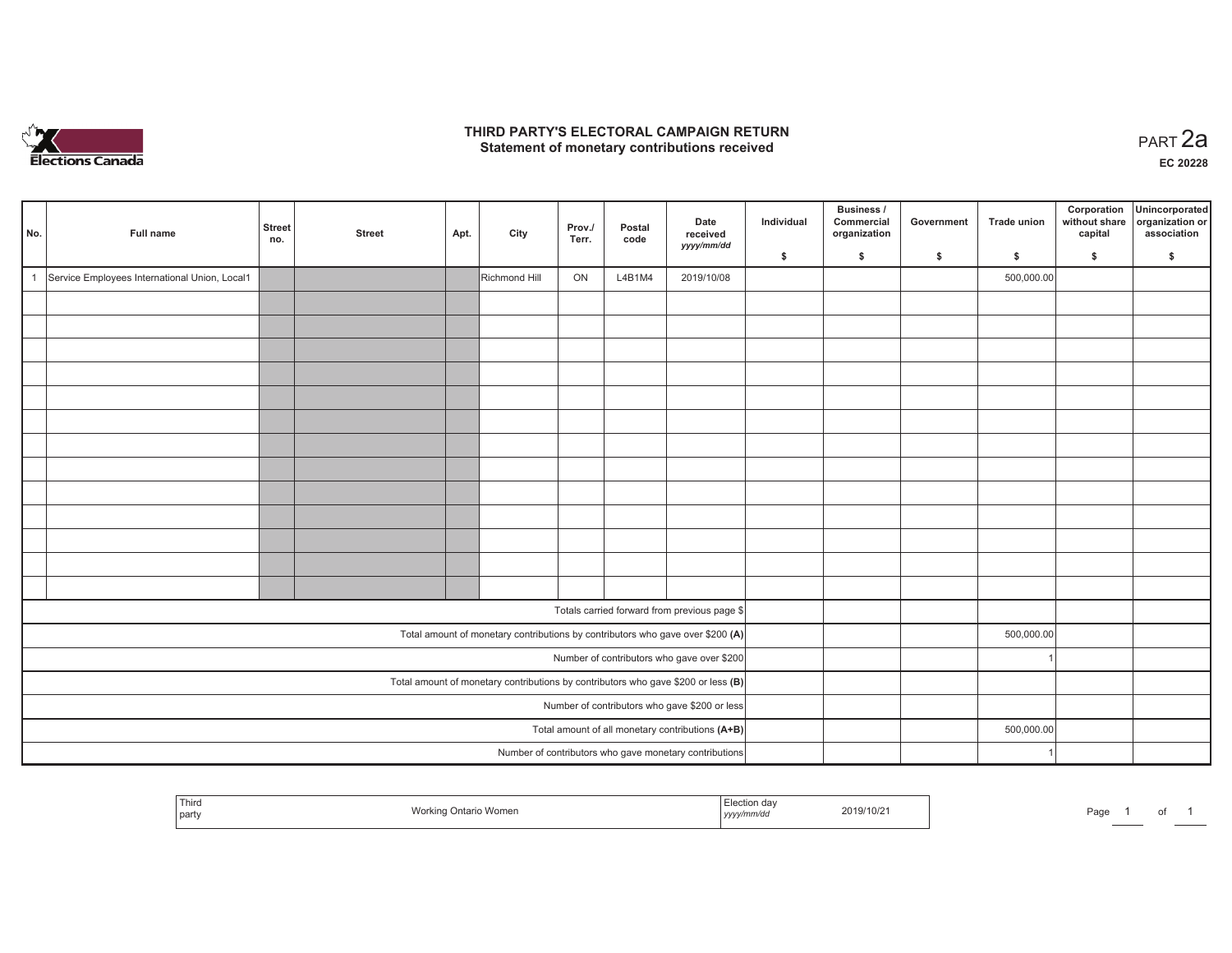# THIRD PARTY'S ELECTORAL CAMPAIGN RETURN
## Statement of monetary contributions received

PART 2a

**EC 20228**

| No. | Full name | Street no. | Street | Apt. | City | Prov./ Terr. | Postal code | Date received *yyyy/mm/dd* | Individual $ | Business / Commercial organization $ | Government $ | Trade union $ | Corporation without share capital $ | Unincorporated organization or association $ |
|---|---|---|---|---|---|---|---|---|---|---|---|---|---|---|
| 1 | Service Employees International Union, Local1 | | | | Richmond Hill | ON | L4B1M4 | 2019/10/08 | | | | 500,000.00 | | |
| | | | | | | | | | | | | | | |
| | | | | | | | | | | | | | | |
| | | | | | | | | | | | | | | |
| | | | | | | | | | | | | | | |
| | | | | | | | | | | | | | | |
| | | | | | | | | | | | | | | |
| | | | | | | | | | | | | | | |
| | | | | | | | | | | | | | | |
| | | | | | | | | | | | | | | |
| | | | | | | | | | | | | | | |
| | | | | | | | | | | | | | | |
| | | | | | | | | | | | | | | |
| | | | | | | | | | | | | | | |
| Totals carried forward from previous page $ | | | | | | | | | | | | | | |
| Total amount of monetary contributions by contributors who gave over $200 **(A)** | | | | | | | | | | | | 500,000.00 | | |
| Number of contributors who gave over $200 | | | | | | | | | | | | 1 | | |
| Total amount of monetary contributions by contributors who gave $200 or less **(B)** | | | | | | | | | | | | | | |
| Number of contributors who gave $200 or less | | | | | | | | | | | | | | |
| Total amount of all monetary contributions **(A+B)** | | | | | | | | | | | | 500,000.00 | | |
| Number of contributors who gave monetary contributions | | | | | | | | | | | | 1 | | |

| Third party | Working Ontario Women | Election day *yyyy/mm/dd* | 2019/10/21 |
|---|---|---|---|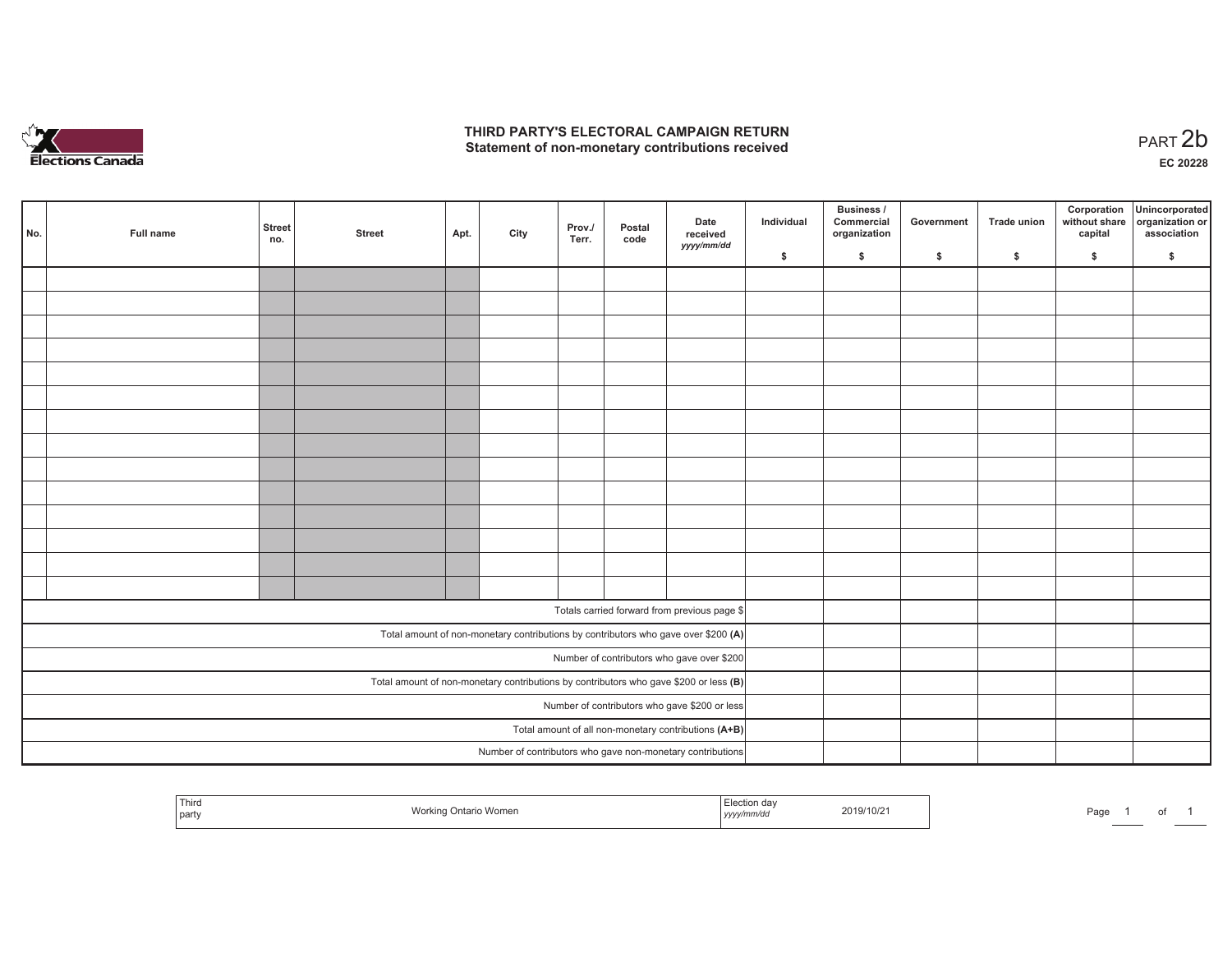# THIRD PARTY'S ELECTORAL CAMPAIGN RETURN
## Statement of non-monetary contributions received

PART 2b

**EC 20228**

| No. | Full name | Street no. | Street | Apt. | City | Prov./ Terr. | Postal code | Date received *yyyy/mm/dd* | Individual $ | Business / Commercial organization $ | Government $ | Trade union $ | Corporation without share capital $ | Unincorporated organization or association $ |
|---|---|---|---|---|---|---|---|---|---|---|---|---|---|---|
| | | | | | | | | | | | | | | |
| | | | | | | | | | | | | | | |
| | | | | | | | | | | | | | | |
| | | | | | | | | | | | | | | |
| | | | | | | | | | | | | | | |
| | | | | | | | | | | | | | | |
| | | | | | | | | | | | | | | |
| | | | | | | | | | | | | | | |
| | | | | | | | | | | | | | | |
| | | | | | | | | | | | | | | |
| | | | | | | | | | | | | | | |
| | | | | | | | | | | | | | | |
| | | | | | | | | | | | | | | |
| | | | | | | | | | | | | | | |
| Totals carried forward from previous page $ | | | | | | | | | | | | | | |
| Total amount of non-monetary contributions by contributors who gave over $200 **(A)** | | | | | | | | | | | | | | |
| Number of contributors who gave over $200 | | | | | | | | | | | | | | |
| Total amount of non-monetary contributions by contributors who gave $200 or less **(B)** | | | | | | | | | | | | | | |
| Number of contributors who gave $200 or less | | | | | | | | | | | | | | |
| Total amount of all non-monetary contributions **(A+B)** | | | | | | | | | | | | | | |
| Number of contributors who gave non-monetary contributions | | | | | | | | | | | | | | |

| Third party | Working Ontario Women | Election day *yyyy/mm/dd* | 2019/10/21 |
|---|---|---|---|

Page 1 of 1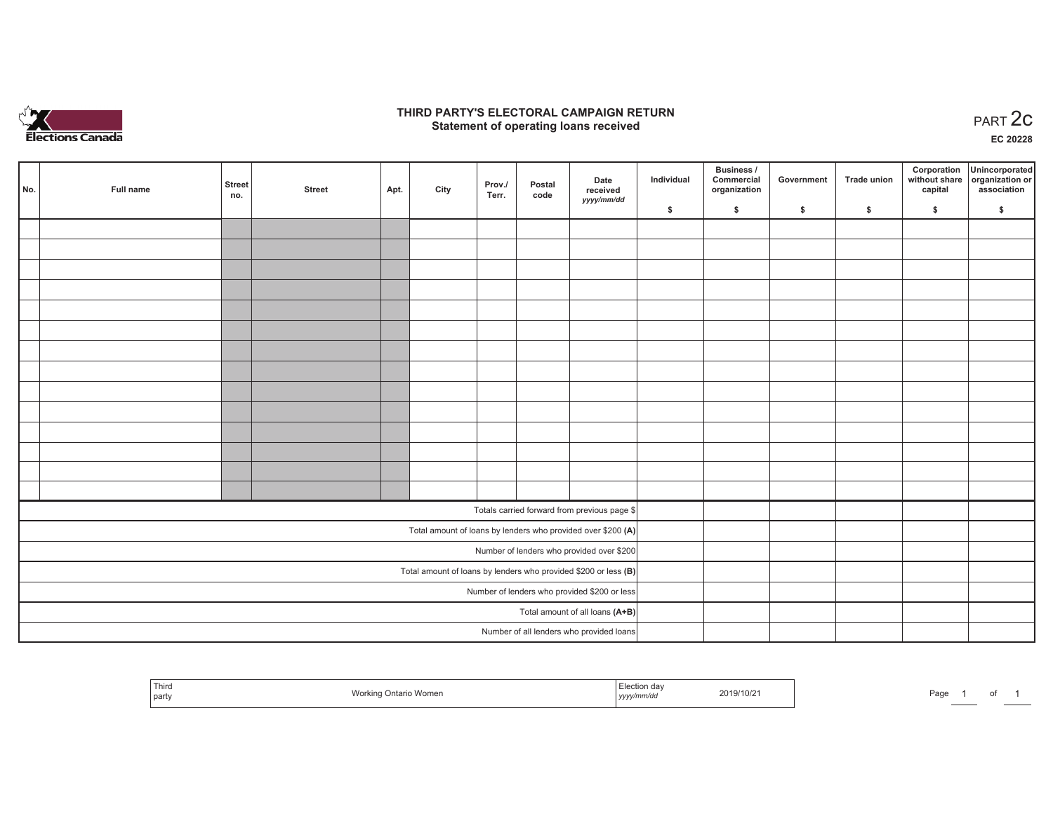Elections Canada

# THIRD PARTY'S ELECTORAL CAMPAIGN RETURN
## Statement of operating loans received

PART 2c

EC 20228

| No. | Full name | Street no. | Street | Apt. | City | Prov./ Terr. | Postal code | Date received *yyyy/mm/dd* | Individual $ | Business / Commercial organization $ | Government $ | Trade union $ | Corporation without share capital $ | Unincorporated organization or association $ |
|---|---|---|---|---|---|---|---|---|---|---|---|---|---|---|
| | | | | | | | | | | | | | | |
| | | | | | | | | | | | | | | |
| | | | | | | | | | | | | | | |
| | | | | | | | | | | | | | | |
| | | | | | | | | | | | | | | |
| | | | | | | | | | | | | | | |
| | | | | | | | | | | | | | | |
| | | | | | | | | | | | | | | |
| | | | | | | | | | | | | | | |
| | | | | | | | | | | | | | | |
| | | | | | | | | | | | | | | |
| | | | | | | | | | | | | | | |
| | | | | | | | | | | | | | | |
| | | | | | | | | | | | | | | |
| Totals carried forward from previous page $ | | | | | | | | | | | | | | |
| Total amount of loans by lenders who provided over $200 **(A)** | | | | | | | | | | | | | | |
| Number of lenders who provided over $200 | | | | | | | | | | | | | | |
| Total amount of loans by lenders who provided $200 or less **(B)** | | | | | | | | | | | | | | |
| Number of lenders who provided $200 or less | | | | | | | | | | | | | | |
| Total amount of all loans **(A+B)** | | | | | | | | | | | | | | |
| Number of all lenders who provided loans | | | | | | | | | | | | | | |

| Third party | Working Ontario Women | Election day *yyyy/mm/dd* | 2019/10/21 |
|---|---|---|---|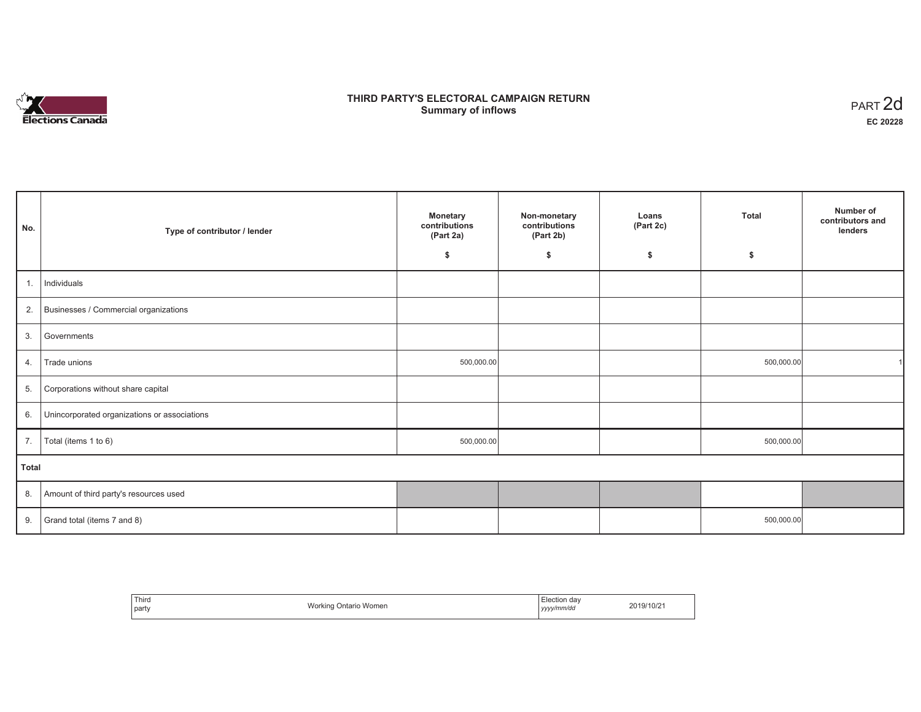Elections Canada

# THIRD PARTY'S ELECTORAL CAMPAIGN RETURN
## Summary of inflows

PART 2d
**EC 20228**

| No. | Type of contributor / lender | Monetary contributions (Part 2a) $ | Non-monetary contributions (Part 2b) $ | Loans (Part 2c) $ | Total $ | Number of contributors and lenders |
|---|---|---|---|---|---|---|
| 1. | Individuals | | | | | |
| 2. | Businesses / Commercial organizations | | | | | |
| 3. | Governments | | | | | |
| 4. | Trade unions | 500,000.00 | | | 500,000.00 | 1 |
| 5. | Corporations without share capital | | | | | |
| 6. | Unincorporated organizations or associations | | | | | |
| 7. | Total (items 1 to 6) | 500,000.00 | | | 500,000.00 | |
| **Total** | | | | | | |
| 8. | Amount of third party's resources used | | | | | |
| 9. | Grand total (items 7 and 8) | | | | 500,000.00 | |

| Third party | Working Ontario Women | Election day *yyyy/mm/dd* | 2019/10/21 |
|---|---|---|---|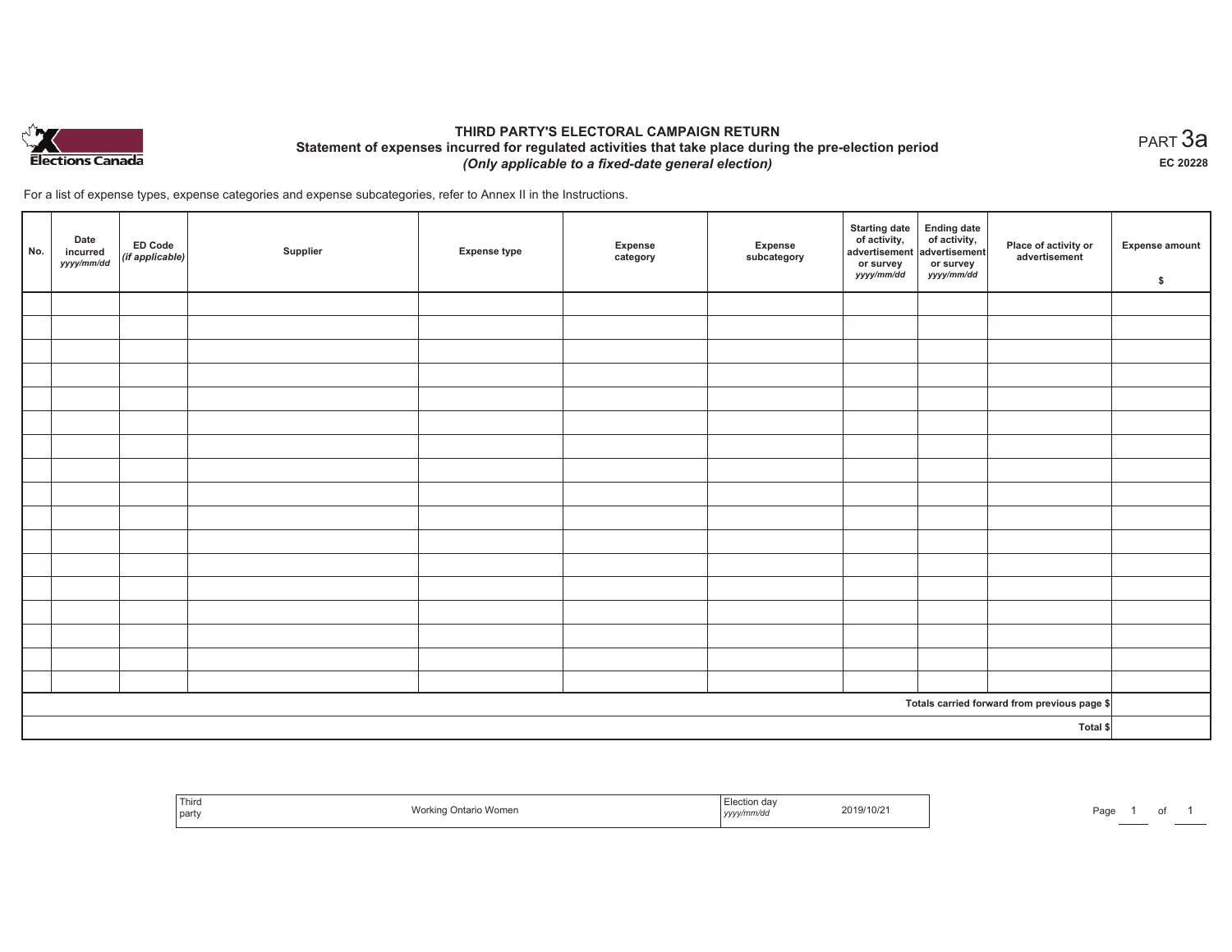Elections Canada

# THIRD PARTY'S ELECTORAL CAMPAIGN RETURN

## Statement of expenses incurred for regulated activities that take place during the pre-election period

***(Only applicable to a fixed-date general election)***

PART 3a

**EC 20228**

For a list of expense types, expense categories and expense subcategories, refer to Annex II in the Instructions.

| No. | Date incurred *yyyy/mm/dd* | ED Code *(if applicable)* | Supplier | Expense type | Expense category | Expense subcategory | Starting date of activity, advertisement or survey *yyyy/mm/dd* | Ending date of activity, advertisement or survey *yyyy/mm/dd* | Place of activity or advertisement | Expense amount $ |
|---|---|---|---|---|---|---|---|---|---|---|
| | | | | | | | | | | |
| | | | | | | | | | | |
| | | | | | | | | | | |
| | | | | | | | | | | |
| | | | | | | | | | | |
| | | | | | | | | | | |
| | | | | | | | | | | |
| | | | | | | | | | | |
| | | | | | | | | | | |
| | | | | | | | | | | |
| | | | | | | | | | | |
| | | | | | | | | | | |
| | | | | | | | | | | |
| | | | | | | | | | | |
| | | | | | | | | | | |
| | | | | | | | | | | |
| | | | | | | | | | | |
| | | | | | | | | | **Totals carried forward from previous page $** | |
| | | | | | | | | | **Total $** | |

| Third party | Working Ontario Women | Election day *yyyy/mm/dd* | 2019/10/21 |
|---|---|---|---|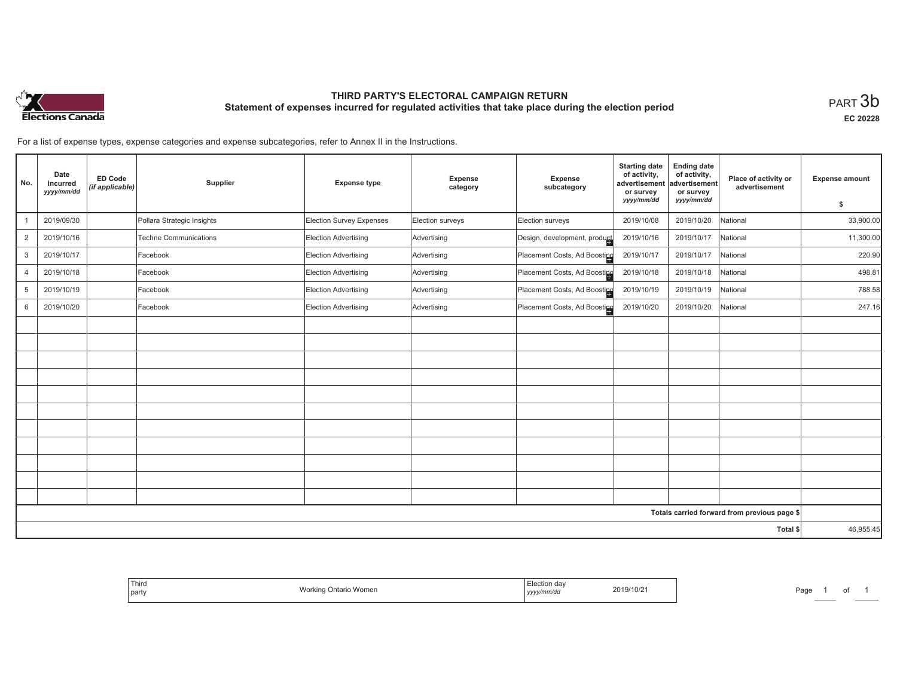# THIRD PARTY'S ELECTORAL CAMPAIGN RETURN

## Statement of expenses incurred for regulated activities that take place during the election period

PART 3b

EC 20228

For a list of expense types, expense categories and expense subcategories, refer to Annex II in the Instructions.

| No. | Date incurred yyyy/mm/dd | ED Code (if applicable) | Supplier | Expense type | Expense category | Expense subcategory | Starting date of activity, advertisement or survey yyyy/mm/dd | Ending date of activity, advertisement or survey yyyy/mm/dd | Place of activity or advertisement | Expense amount $ |
|---|---|---|---|---|---|---|---|---|---|---|
| 1 | 2019/09/30 | | Pollara Strategic Insights | Election Survey Expenses | Election surveys | Election surveys | 2019/10/08 | 2019/10/20 | National | 33,900.00 |
| 2 | 2019/10/16 | | Techne Communications | Election Advertising | Advertising | Design, development, product | 2019/10/16 | 2019/10/17 | National | 11,300.00 |
| 3 | 2019/10/17 | | Facebook | Election Advertising | Advertising | Placement Costs, Ad Boosting | 2019/10/17 | 2019/10/17 | National | 220.90 |
| 4 | 2019/10/18 | | Facebook | Election Advertising | Advertising | Placement Costs, Ad Boosting | 2019/10/18 | 2019/10/18 | National | 498.81 |
| 5 | 2019/10/19 | | Facebook | Election Advertising | Advertising | Placement Costs, Ad Boosting | 2019/10/19 | 2019/10/19 | National | 788.58 |
| 6 | 2019/10/20 | | Facebook | Election Advertising | Advertising | Placement Costs, Ad Boosting | 2019/10/20 | 2019/10/20 | National | 247.16 |
| | | | | | | | | | Totals carried forward from previous page $ | |
| | | | | | | | | | Total $ | 46,955.45 |

Third party: Working Ontario Women

Election day yyyy/mm/dd: 2019/10/21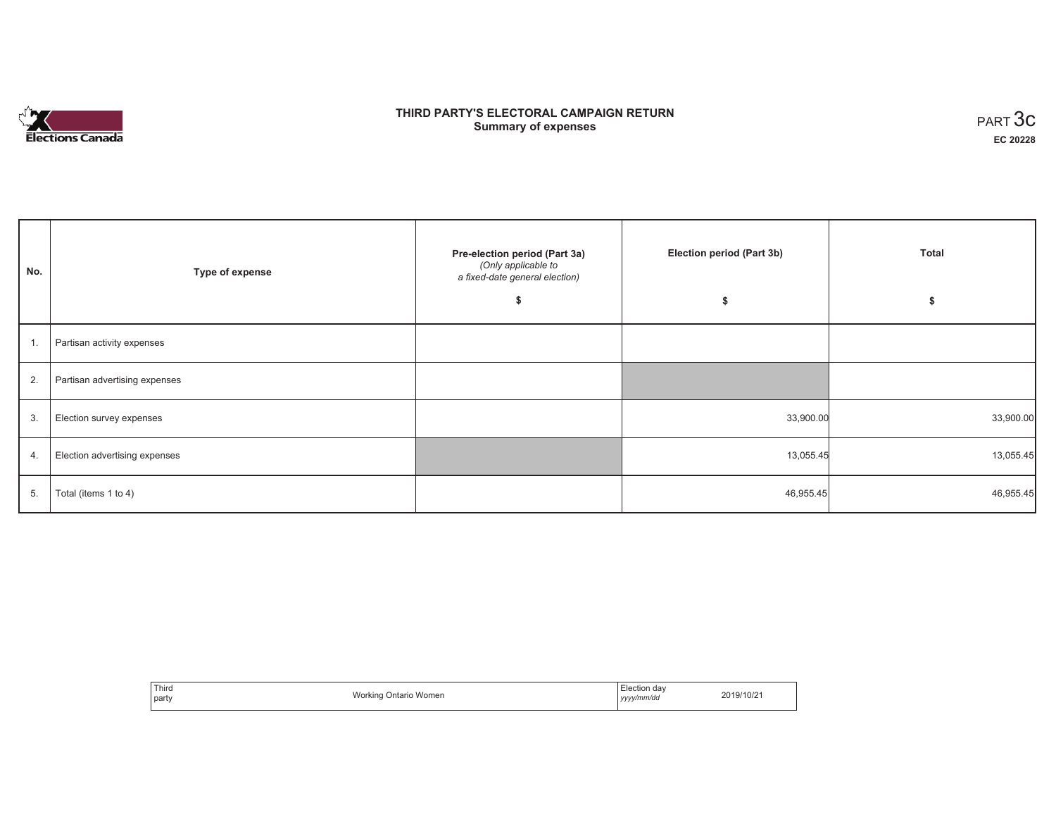# THIRD PARTY'S ELECTORAL CAMPAIGN RETURN
## Summary of expenses

PART 3c
**EC 20228**

| No. | Type of expense | Pre-election period (Part 3a) *(Only applicable to a fixed-date general election)* $ | Election period (Part 3b) $ | Total $ |
|---|---|---|---|---|
| 1. | Partisan activity expenses | | | |
| 2. | Partisan advertising expenses | | | |
| 3. | Election survey expenses | | 33,900.00 | 33,900.00 |
| 4. | Election advertising expenses | | 13,055.45 | 13,055.45 |
| 5. | Total (items 1 to 4) | | 46,955.45 | 46,955.45 |

| | | | |
|---|---|---|---|
| Third party | Working Ontario Women | Election day *yyyy/mm/dd* | 2019/10/21 |